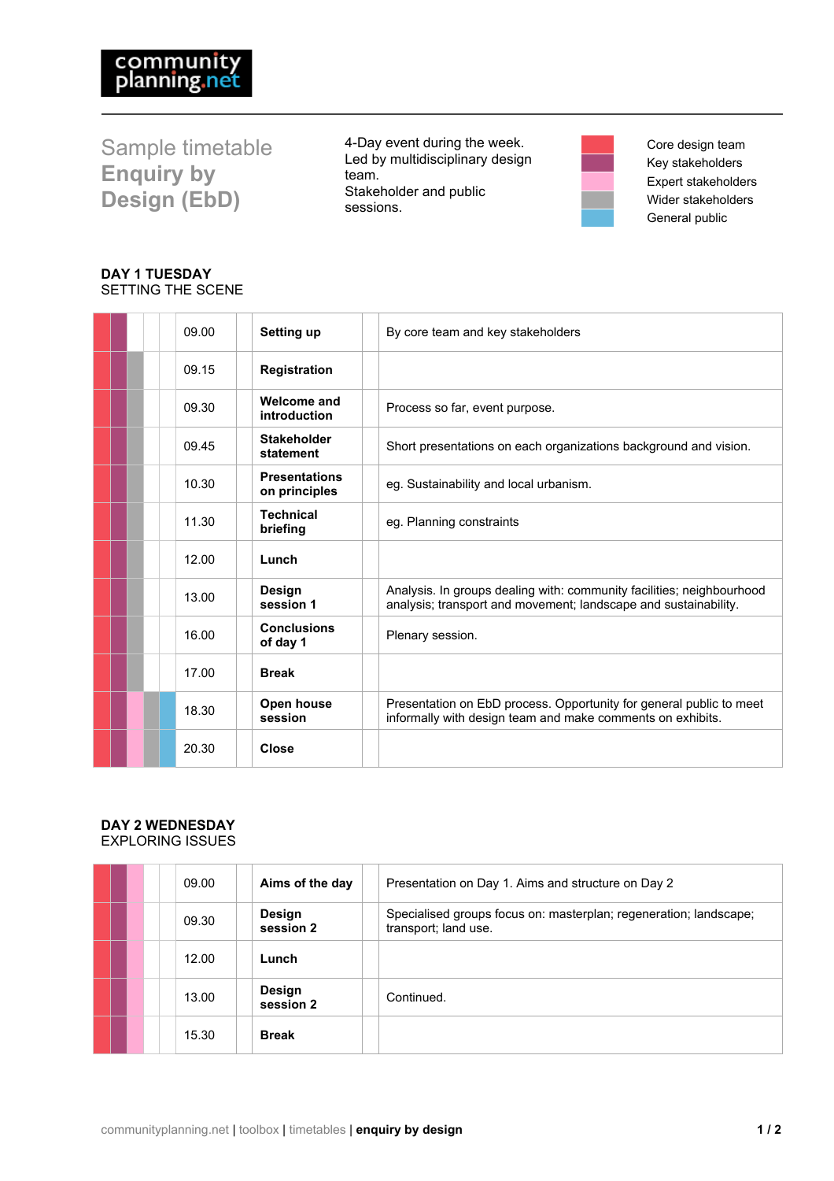# Sample timetable Enquiry by Design (EbD)

4-Day event during the week.
Led by multidisciplinary design team.
Stakeholder and public sessions.

Legend (colour key):
- Core design team
- Key stakeholders
- Expert stakeholders
- Wider stakeholders
- General public

## DAY 1 TUESDAY
SETTING THE SCENE

| Participants | Time | Session | Notes |
|---|---|---|---|
| Core design team, Key stakeholders | 09.00 | **Setting up** | By core team and key stakeholders |
| Core design team, Key stakeholders, Wider stakeholders | 09.15 | **Registration** | |
| Core design team, Key stakeholders, Wider stakeholders | 09.30 | **Welcome and introduction** | Process so far, event purpose. |
| Core design team, Key stakeholders, Wider stakeholders | 09.45 | **Stakeholder statement** | Short presentations on each organizations background and vision. |
| Core design team, Key stakeholders, Wider stakeholders | 10.30 | **Presentations on principles** | eg. Sustainability and local urbanism. |
| Core design team, Key stakeholders, Wider stakeholders | 11.30 | **Technical briefing** | eg. Planning constraints |
| Core design team, Key stakeholders, Wider stakeholders | 12.00 | **Lunch** | |
| Core design team, Key stakeholders, Wider stakeholders | 13.00 | **Design session 1** | Analysis. In groups dealing with: community facilities; neighbourhood analysis; transport and movement; landscape and sustainability. |
| Core design team, Key stakeholders, Wider stakeholders | 16.00 | **Conclusions of day 1** | Plenary session. |
| Core design team, Key stakeholders, Wider stakeholders | 17.00 | **Break** | |
| Core design team, Key stakeholders, Expert stakeholders, Wider stakeholders, General public | 18.30 | **Open house session** | Presentation on EbD process. Opportunity for general public to meet informally with design team and make comments on exhibits. |
| Core design team, Key stakeholders, Expert stakeholders, Wider stakeholders, General public | 20.30 | **Close** | |

## DAY 2 WEDNESDAY
EXPLORING ISSUES

| Participants | Time | Session | Notes |
|---|---|---|---|
| Core design team, Key stakeholders, Expert stakeholders | 09.00 | **Aims of the day** | Presentation on Day 1. Aims and structure on Day 2 |
| Core design team, Key stakeholders, Expert stakeholders | 09.30 | **Design session 2** | Specialised groups focus on: masterplan; regeneration; landscape; transport; land use. |
| Core design team, Key stakeholders, Expert stakeholders | 12.00 | **Lunch** | |
| Core design team, Key stakeholders, Expert stakeholders | 13.00 | **Design session 2** | Continued. |
| Core design team, Key stakeholders, Expert stakeholders | 15.30 | **Break** | |

communityplanning.net | toolbox | timetables | **enquiry by design**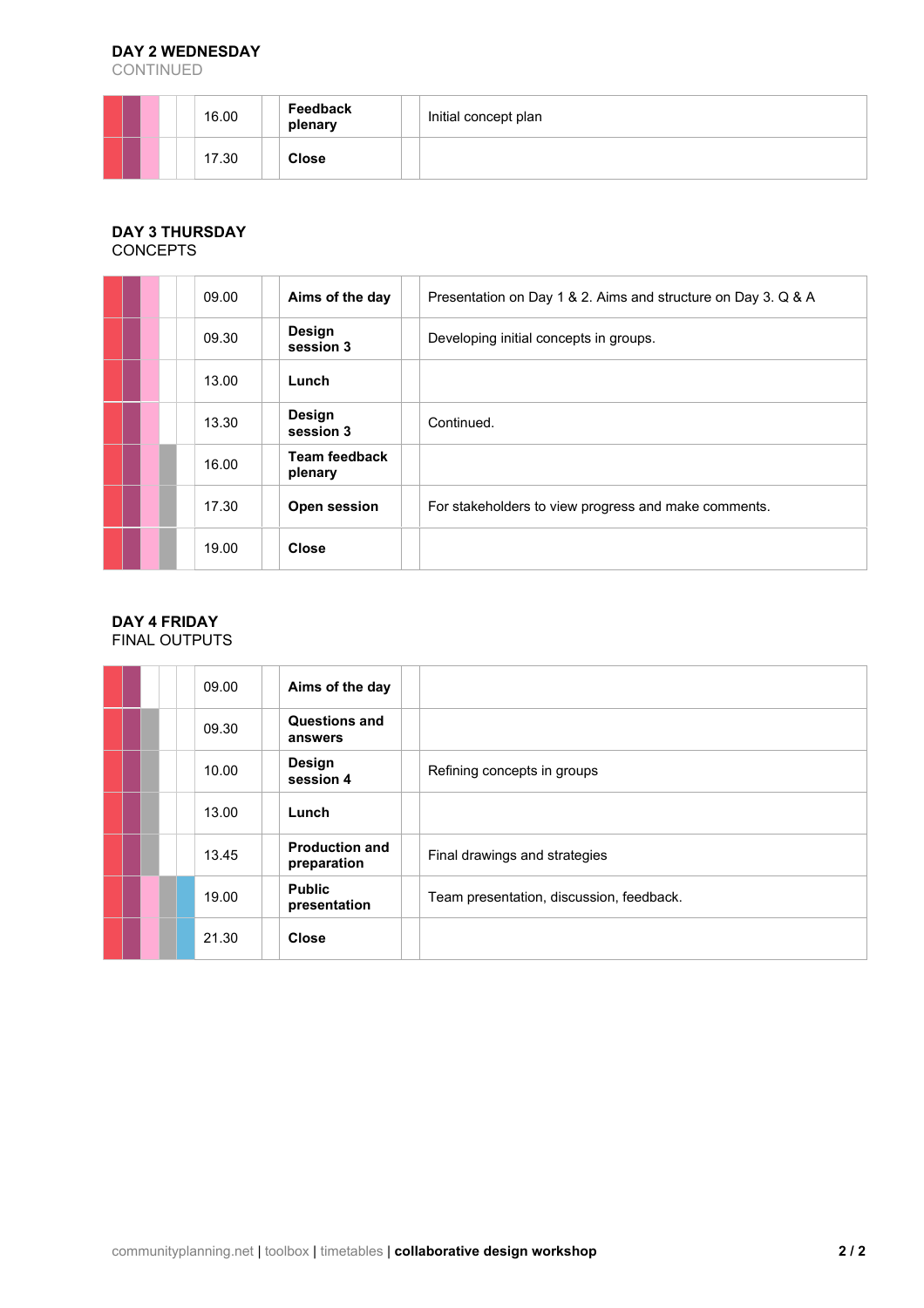**DAY 2 WEDNESDAY**
CONTINUED

| | | |
|---|---|---|
| 16.00 | **Feedback plenary** | Initial concept plan |
| 17.30 | **Close** | |

**DAY 3 THURSDAY**
CONCEPTS

| | | |
|---|---|---|
| 09.00 | **Aims of the day** | Presentation on Day 1 & 2. Aims and structure on Day 3. Q & A |
| 09.30 | **Design session 3** | Developing initial concepts in groups. |
| 13.00 | **Lunch** | |
| 13.30 | **Design session 3** | Continued. |
| 16.00 | **Team feedback plenary** | |
| 17.30 | **Open session** | For stakeholders to view progress and make comments. |
| 19.00 | **Close** | |

**DAY 4 FRIDAY**
FINAL OUTPUTS

| | | |
|---|---|---|
| 09.00 | **Aims of the day** | |
| 09.30 | **Questions and answers** | |
| 10.00 | **Design session 4** | Refining concepts in groups |
| 13.00 | **Lunch** | |
| 13.45 | **Production and preparation** | Final drawings and strategies |
| 19.00 | **Public presentation** | Team presentation, discussion, feedback. |
| 21.30 | **Close** | |